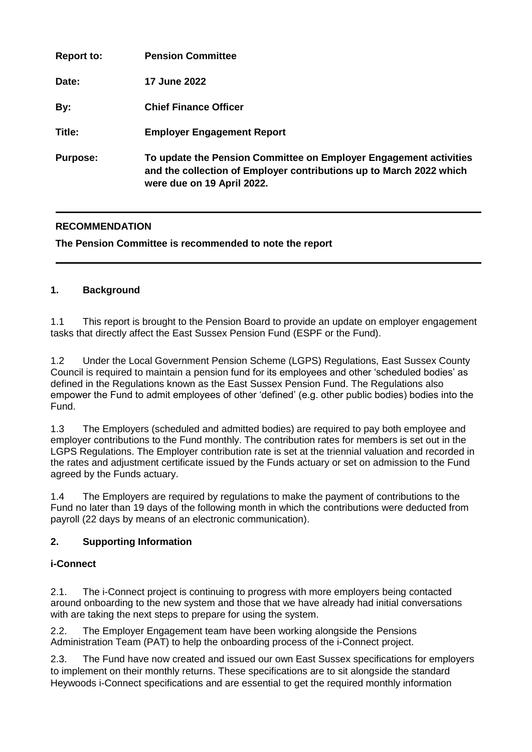| | |
|---|---|
| **Report to:** | **Pension Committee** |
| **Date:** | **17 June 2022** |
| **By:** | **Chief Finance Officer** |
| **Title:** | **Employer Engagement Report** |
| **Purpose:** | **To update the Pension Committee on Employer Engagement activities and the collection of Employer contributions up to March 2022 which were due on 19 April 2022.** |

---

**RECOMMENDATION**

**The Pension Committee is recommended to note the report**

---

## 1. Background

1.1 This report is brought to the Pension Board to provide an update on employer engagement tasks that directly affect the East Sussex Pension Fund (ESPF or the Fund).

1.2 Under the Local Government Pension Scheme (LGPS) Regulations, East Sussex County Council is required to maintain a pension fund for its employees and other 'scheduled bodies' as defined in the Regulations known as the East Sussex Pension Fund. The Regulations also empower the Fund to admit employees of other 'defined' (e.g. other public bodies) bodies into the Fund.

1.3 The Employers (scheduled and admitted bodies) are required to pay both employee and employer contributions to the Fund monthly. The contribution rates for members is set out in the LGPS Regulations. The Employer contribution rate is set at the triennial valuation and recorded in the rates and adjustment certificate issued by the Funds actuary or set on admission to the Fund agreed by the Funds actuary.

1.4 The Employers are required by regulations to make the payment of contributions to the Fund no later than 19 days of the following month in which the contributions were deducted from payroll (22 days by means of an electronic communication).

## 2. Supporting Information

### i-Connect

2.1. The i-Connect project is continuing to progress with more employers being contacted around onboarding to the new system and those that we have already had initial conversations with are taking the next steps to prepare for using the system.

2.2. The Employer Engagement team have been working alongside the Pensions Administration Team (PAT) to help the onboarding process of the i-Connect project.

2.3. The Fund have now created and issued our own East Sussex specifications for employers to implement on their monthly returns. These specifications are to sit alongside the standard Heywoods i-Connect specifications and are essential to get the required monthly information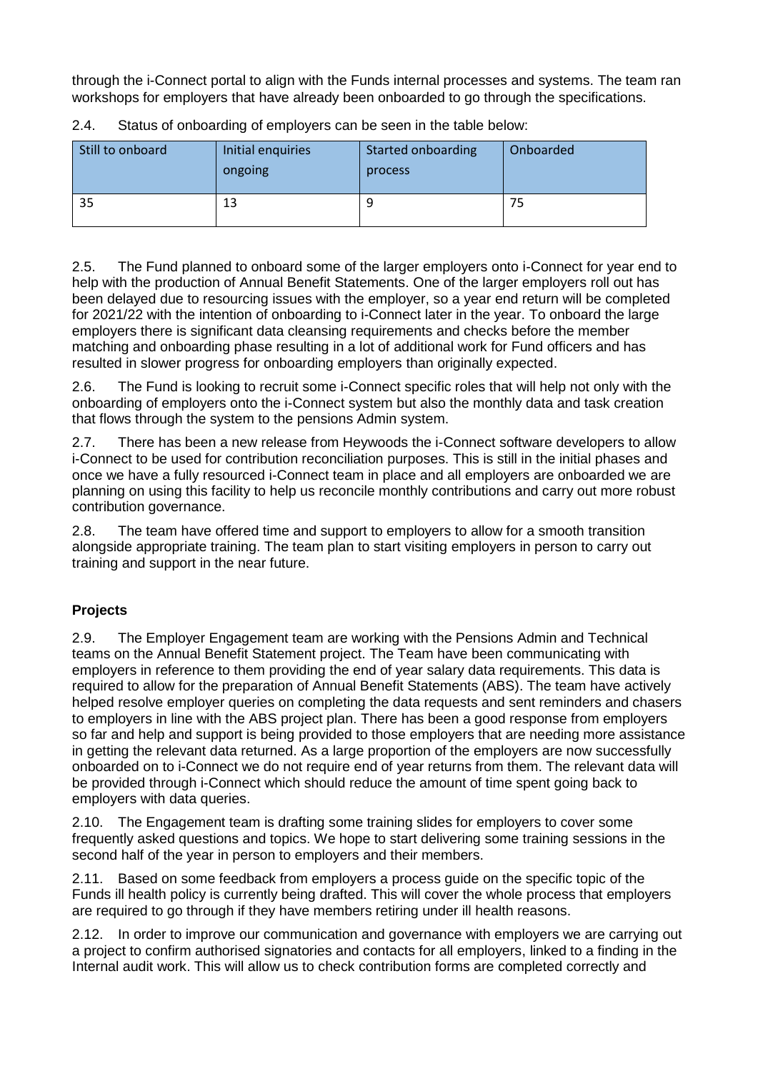through the i-Connect portal to align with the Funds internal processes and systems. The team ran workshops for employers that have already been onboarded to go through the specifications.

2.4. Status of onboarding of employers can be seen in the table below:

| Still to onboard | Initial enquiries ongoing | Started onboarding process | Onboarded |
|---|---|---|---|
| 35 | 13 | 9 | 75 |

2.5. The Fund planned to onboard some of the larger employers onto i-Connect for year end to help with the production of Annual Benefit Statements. One of the larger employers roll out has been delayed due to resourcing issues with the employer, so a year end return will be completed for 2021/22 with the intention of onboarding to i-Connect later in the year. To onboard the large employers there is significant data cleansing requirements and checks before the member matching and onboarding phase resulting in a lot of additional work for Fund officers and has resulted in slower progress for onboarding employers than originally expected.

2.6. The Fund is looking to recruit some i-Connect specific roles that will help not only with the onboarding of employers onto the i-Connect system but also the monthly data and task creation that flows through the system to the pensions Admin system.

2.7. There has been a new release from Heywoods the i-Connect software developers to allow i-Connect to be used for contribution reconciliation purposes. This is still in the initial phases and once we have a fully resourced i-Connect team in place and all employers are onboarded we are planning on using this facility to help us reconcile monthly contributions and carry out more robust contribution governance.

2.8. The team have offered time and support to employers to allow for a smooth transition alongside appropriate training. The team plan to start visiting employers in person to carry out training and support in the near future.

**Projects**

2.9. The Employer Engagement team are working with the Pensions Admin and Technical teams on the Annual Benefit Statement project. The Team have been communicating with employers in reference to them providing the end of year salary data requirements. This data is required to allow for the preparation of Annual Benefit Statements (ABS). The team have actively helped resolve employer queries on completing the data requests and sent reminders and chasers to employers in line with the ABS project plan. There has been a good response from employers so far and help and support is being provided to those employers that are needing more assistance in getting the relevant data returned. As a large proportion of the employers are now successfully onboarded on to i-Connect we do not require end of year returns from them. The relevant data will be provided through i-Connect which should reduce the amount of time spent going back to employers with data queries.

2.10. The Engagement team is drafting some training slides for employers to cover some frequently asked questions and topics. We hope to start delivering some training sessions in the second half of the year in person to employers and their members.

2.11. Based on some feedback from employers a process guide on the specific topic of the Funds ill health policy is currently being drafted. This will cover the whole process that employers are required to go through if they have members retiring under ill health reasons.

2.12. In order to improve our communication and governance with employers we are carrying out a project to confirm authorised signatories and contacts for all employers, linked to a finding in the Internal audit work. This will allow us to check contribution forms are completed correctly and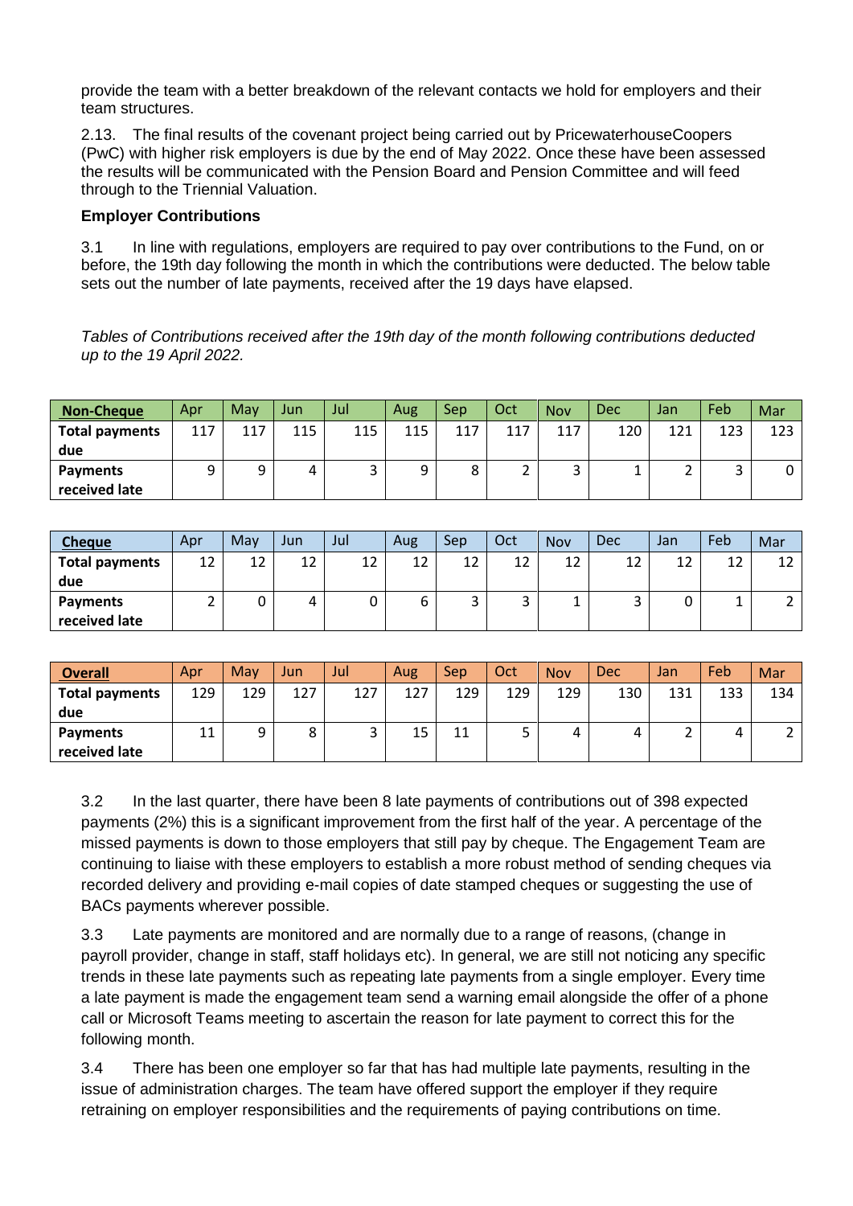provide the team with a better breakdown of the relevant contacts we hold for employers and their team structures.

2.13. The final results of the covenant project being carried out by PricewaterhouseCoopers (PwC) with higher risk employers is due by the end of May 2022. Once these have been assessed the results will be communicated with the Pension Board and Pension Committee and will feed through to the Triennial Valuation.

**Employer Contributions**

3.1 In line with regulations, employers are required to pay over contributions to the Fund, on or before, the 19th day following the month in which the contributions were deducted. The below table sets out the number of late payments, received after the 19 days have elapsed.

*Tables of Contributions received after the 19th day of the month following contributions deducted up to the 19 April 2022.*

| **Non-Cheque** | Apr | May | Jun | Jul | Aug | Sep | Oct | Nov | Dec | Jan | Feb | Mar |
|---|---|---|---|---|---|---|---|---|---|---|---|---|
| **Total payments due** | 117 | 117 | 115 | 115 | 115 | 117 | 117 | 117 | 120 | 121 | 123 | 123 |
| **Payments received late** | 9 | 9 | 4 | 3 | 9 | 8 | 2 | 3 | 1 | 2 | 3 | 0 |

| **Cheque** | Apr | May | Jun | Jul | Aug | Sep | Oct | Nov | Dec | Jan | Feb | Mar |
|---|---|---|---|---|---|---|---|---|---|---|---|---|
| **Total payments due** | 12 | 12 | 12 | 12 | 12 | 12 | 12 | 12 | 12 | 12 | 12 | 12 |
| **Payments received late** | 2 | 0 | 4 | 0 | 6 | 3 | 3 | 1 | 3 | 0 | 1 | 2 |

| **Overall** | Apr | May | Jun | Jul | Aug | Sep | Oct | Nov | Dec | Jan | Feb | Mar |
|---|---|---|---|---|---|---|---|---|---|---|---|---|
| **Total payments due** | 129 | 129 | 127 | 127 | 127 | 129 | 129 | 129 | 130 | 131 | 133 | 134 |
| **Payments received late** | 11 | 9 | 8 | 3 | 15 | 11 | 5 | 4 | 4 | 2 | 4 | 2 |

3.2 In the last quarter, there have been 8 late payments of contributions out of 398 expected payments (2%) this is a significant improvement from the first half of the year. A percentage of the missed payments is down to those employers that still pay by cheque. The Engagement Team are continuing to liaise with these employers to establish a more robust method of sending cheques via recorded delivery and providing e-mail copies of date stamped cheques or suggesting the use of BACs payments wherever possible.

3.3 Late payments are monitored and are normally due to a range of reasons, (change in payroll provider, change in staff, staff holidays etc). In general, we are still not noticing any specific trends in these late payments such as repeating late payments from a single employer. Every time a late payment is made the engagement team send a warning email alongside the offer of a phone call or Microsoft Teams meeting to ascertain the reason for late payment to correct this for the following month.

3.4 There has been one employer so far that has had multiple late payments, resulting in the issue of administration charges. The team have offered support the employer if they require retraining on employer responsibilities and the requirements of paying contributions on time.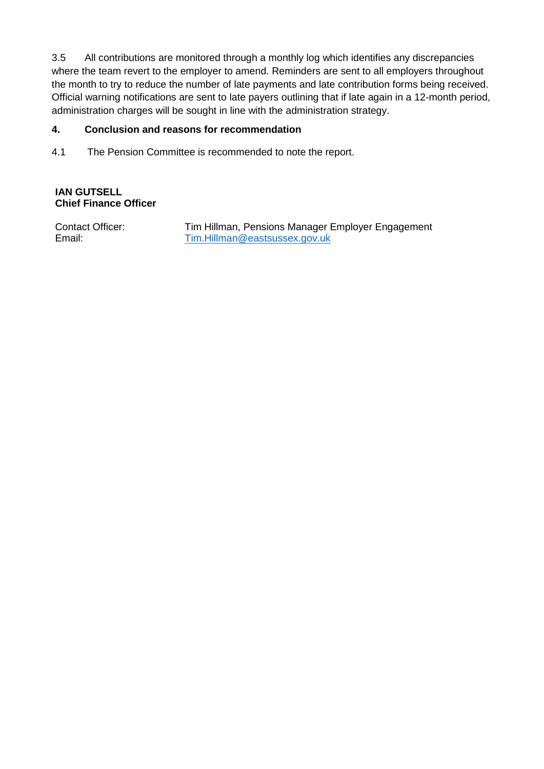3.5 All contributions are monitored through a monthly log which identifies any discrepancies where the team revert to the employer to amend. Reminders are sent to all employers throughout the month to try to reduce the number of late payments and late contribution forms being received. Official warning notifications are sent to late payers outlining that if late again in a 12-month period, administration charges will be sought in line with the administration strategy.

## 4. Conclusion and reasons for recommendation

4.1 The Pension Committee is recommended to note the report.

**IAN GUTSELL**
**Chief Finance Officer**

Contact Officer: Tim Hillman, Pensions Manager Employer Engagement
Email: Tim.Hillman@eastsussex.gov.uk